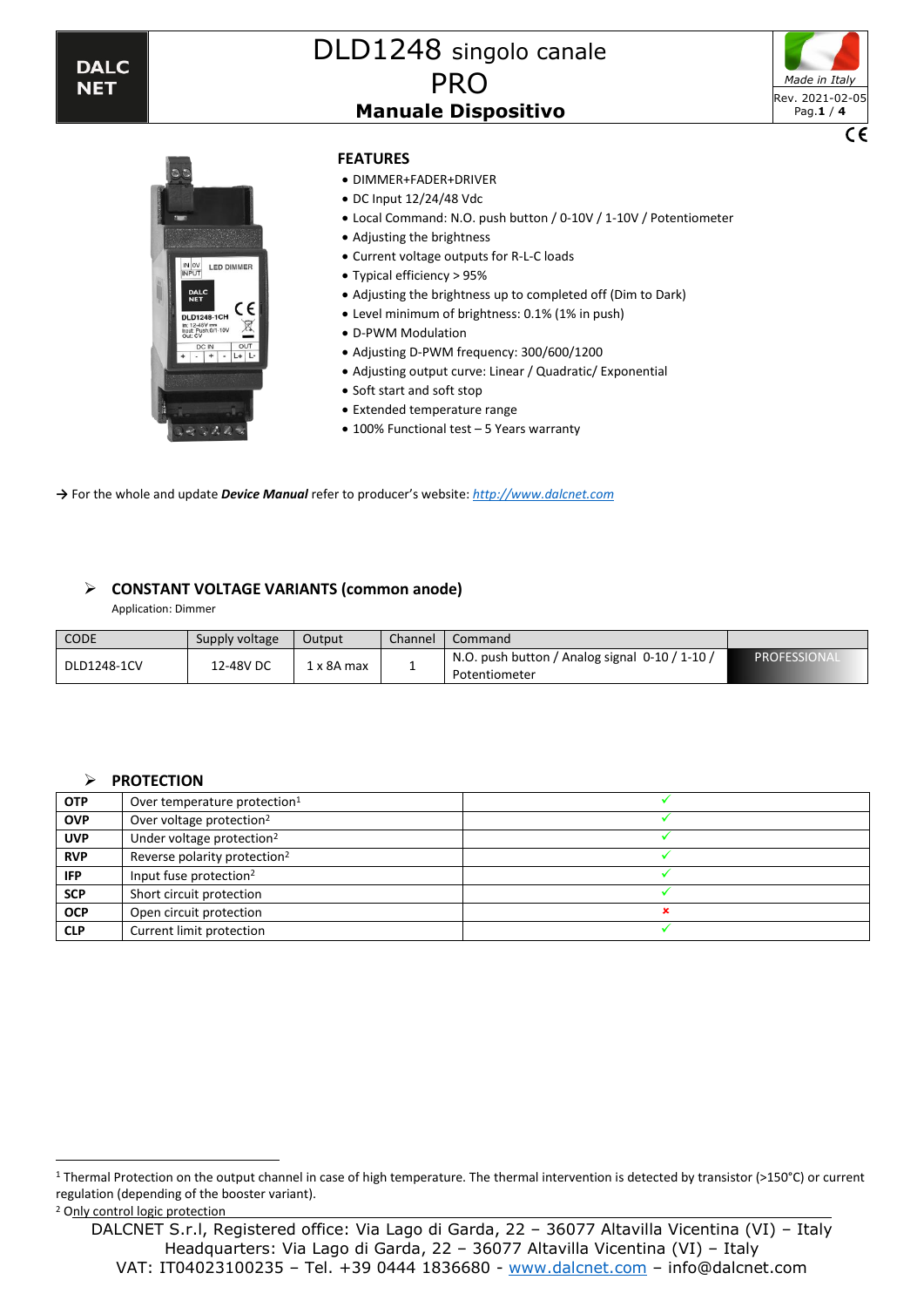# DLD1248 singolo canale PRO

## Manuale Dispositivo

### FEATURES

- DIMMER+FADER+DRIVER
- DC Input 12/24/48 Vdc
- Local Command: N.O. push button / 0-10V / 1-10V / Potentiometer
- Adjusting the brightness
- Current voltage outputs for R-L-C loads
- Typical efficiency > 95%
- Adjusting the brightness up to completed off (Dim to Dark)
- Level minimum of brightness: 0.1% (1% in push)
- D-PWM Modulation
- Adjusting D-PWM frequency: 300/600/1200
- Adjusting output curve: Linear / Quadratic/ Exponential
- Soft start and soft stop
- Extended temperature range
- 100% Functional test – 5 Years warranty

→ For the whole and update ***Device Manual*** refer to producer's website: *http://www.dalcnet.com*

### CONSTANT VOLTAGE VARIANTS (common anode)

Application: Dimmer

| CODE | Supply voltage | Output | Channel | Command | |
|---|---|---|---|---|---|
| DLD1248-1CV | 12-48V DC | 1 x 8A max | 1 | N.O. push button / Analog signal 0-10 / 1-10 / Potentiometer | PROFESSIONAL |

### PROTECTION

| | | |
|---|---|---|
| **OTP** | Over temperature protection[1] | ✓ |
| **OVP** | Over voltage protection[2] | ✓ |
| **UVP** | Under voltage protection[2] | ✓ |
| **RVP** | Reverse polarity protection[2] | ✓ |
| **IFP** | Input fuse protection[2] | ✓ |
| **SCP** | Short circuit protection | ✓ |
| **OCP** | Open circuit protection | ✗ |
| **CLP** | Current limit protection | ✓ |

[1] Thermal Protection on the output channel in case of high temperature. The thermal intervention is detected by transistor (>150°C) or current regulation (depending of the booster variant).

[2] Only control logic protection

DALCNET S.r.l, Registered office: Via Lago di Garda, 22 – 36077 Altavilla Vicentina (VI) – Italy
Headquarters: Via Lago di Garda, 22 – 36077 Altavilla Vicentina (VI) – Italy
VAT: IT04023100235 – Tel. +39 0444 1836680 - www.dalcnet.com – info@dalcnet.com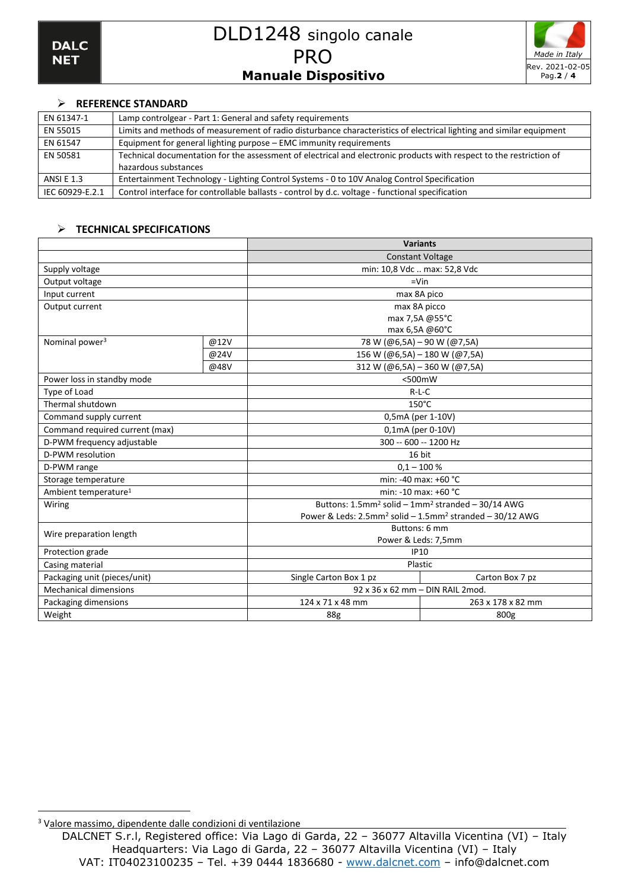## REFERENCE STANDARD

| | |
|---|---|
| EN 61347-1 | Lamp controlgear - Part 1: General and safety requirements |
| EN 55015 | Limits and methods of measurement of radio disturbance characteristics of electrical lighting and similar equipment |
| EN 61547 | Equipment for general lighting purpose – EMC immunity requirements |
| EN 50581 | Technical documentation for the assessment of electrical and electronic products with respect to the restriction of hazardous substances |
| ANSI E 1.3 | Entertainment Technology - Lighting Control Systems - 0 to 10V Analog Control Specification |
| IEC 60929-E.2.1 | Control interface for controllable ballasts - control by d.c. voltage - functional specification |

## TECHNICAL SPECIFICATIONS

| | | Variants | |
|---|---|---|---|
| | | Constant Voltage | |
| Supply voltage | | min: 10,8 Vdc .. max: 52,8 Vdc | |
| Output voltage | | =Vin | |
| Input current | | max 8A pico | |
| Output current | | max 8A picco<br>max 7,5A @55°C<br>max 6,5A @60°C | |
| Nominal power[3] | @12V | 78 W (@6,5A) – 90 W (@7,5A) | |
| | @24V | 156 W (@6,5A) – 180 W (@7,5A) | |
| | @48V | 312 W (@6,5A) – 360 W (@7,5A) | |
| Power loss in standby mode | | <500mW | |
| Type of Load | | R-L-C | |
| Thermal shutdown | | 150°C | |
| Command supply current | | 0,5mA (per 1-10V) | |
| Command required current (max) | | 0,1mA (per 0-10V) | |
| D-PWM frequency adjustable | | 300 -- 600 -- 1200 Hz | |
| D-PWM resolution | | 16 bit | |
| D-PWM range | | 0,1 – 100 % | |
| Storage temperature | | min: -40 max: +60 °C | |
| Ambient temperature[1] | | min: -10 max: +60 °C | |
| Wiring | | Buttons: 1.5mm² solid – 1mm² stranded – 30/14 AWG<br>Power & Leds: 2.5mm² solid – 1.5mm² stranded – 30/12 AWG | |
| Wire preparation length | | Buttons: 6 mm<br>Power & Leds: 7,5mm | |
| Protection grade | | IP10 | |
| Casing material | | Plastic | |
| Packaging unit (pieces/unit) | | Single Carton Box 1 pz | Carton Box 7 pz |
| Mechanical dimensions | | 92 x 36 x 62 mm – DIN RAIL 2mod. | |
| Packaging dimensions | | 124 x 71 x 48 mm | 263 x 178 x 82 mm |
| Weight | | 88g | 800g |

[3] Valore massimo, dipendente dalle condizioni di ventilazione

DALCNET S.r.l, Registered office: Via Lago di Garda, 22 – 36077 Altavilla Vicentina (VI) – Italy
Headquarters: Via Lago di Garda, 22 – 36077 Altavilla Vicentina (VI) – Italy
VAT: IT04023100235 – Tel. +39 0444 1836680 - www.dalcnet.com – info@dalcnet.com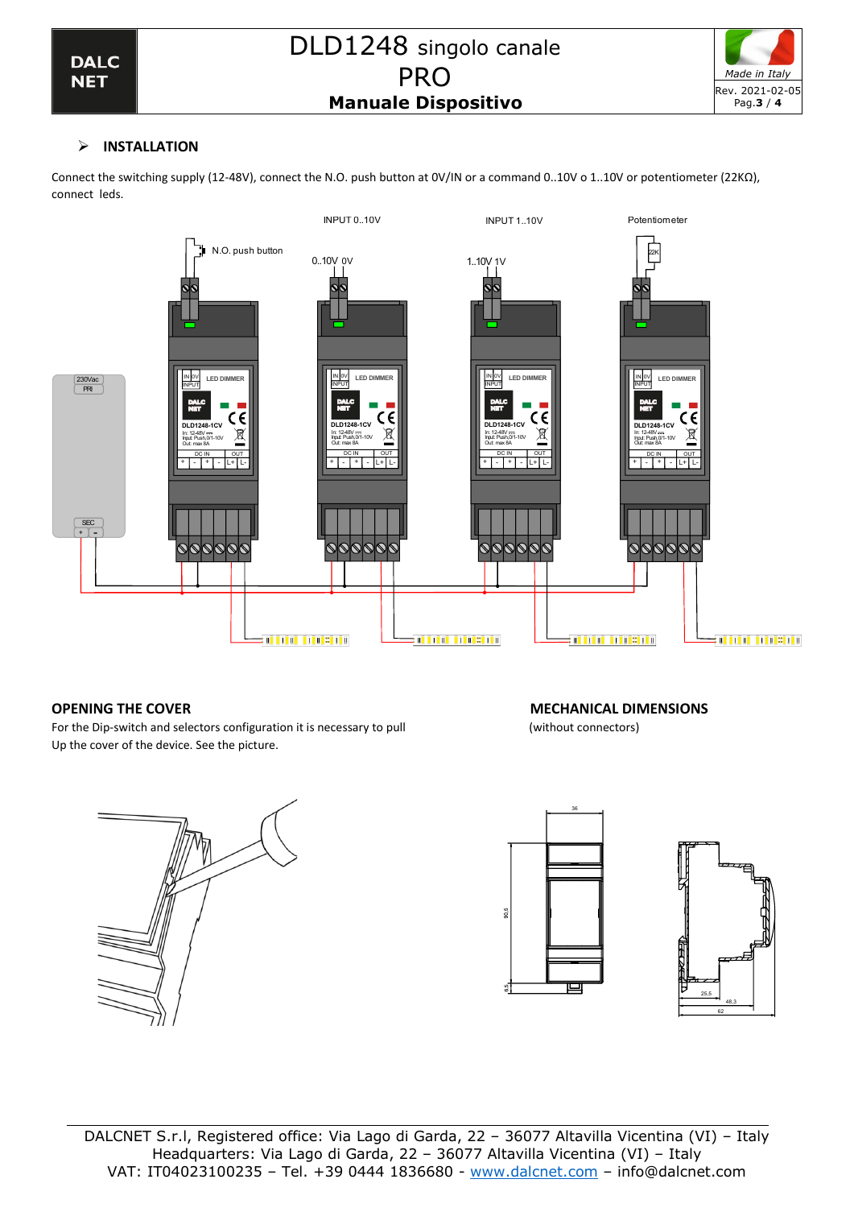## INSTALLATION

Connect the switching supply (12-48V), connect the N.O. push button at 0V/IN or a command 0..10V o 1..10V or potentiometer (22KΩ), connect leds.

### OPENING THE COVER

For the Dip-switch and selectors configuration it is necessary to pull Up the cover of the device. See the picture.

### MECHANICAL DIMENSIONS

(without connectors)

DALCNET S.r.l, Registered office: Via Lago di Garda, 22 – 36077 Altavilla Vicentina (VI) – Italy
Headquarters: Via Lago di Garda, 22 – 36077 Altavilla Vicentina (VI) – Italy
VAT: IT04023100235 – Tel. +39 0444 1836680 - www.dalcnet.com – info@dalcnet.com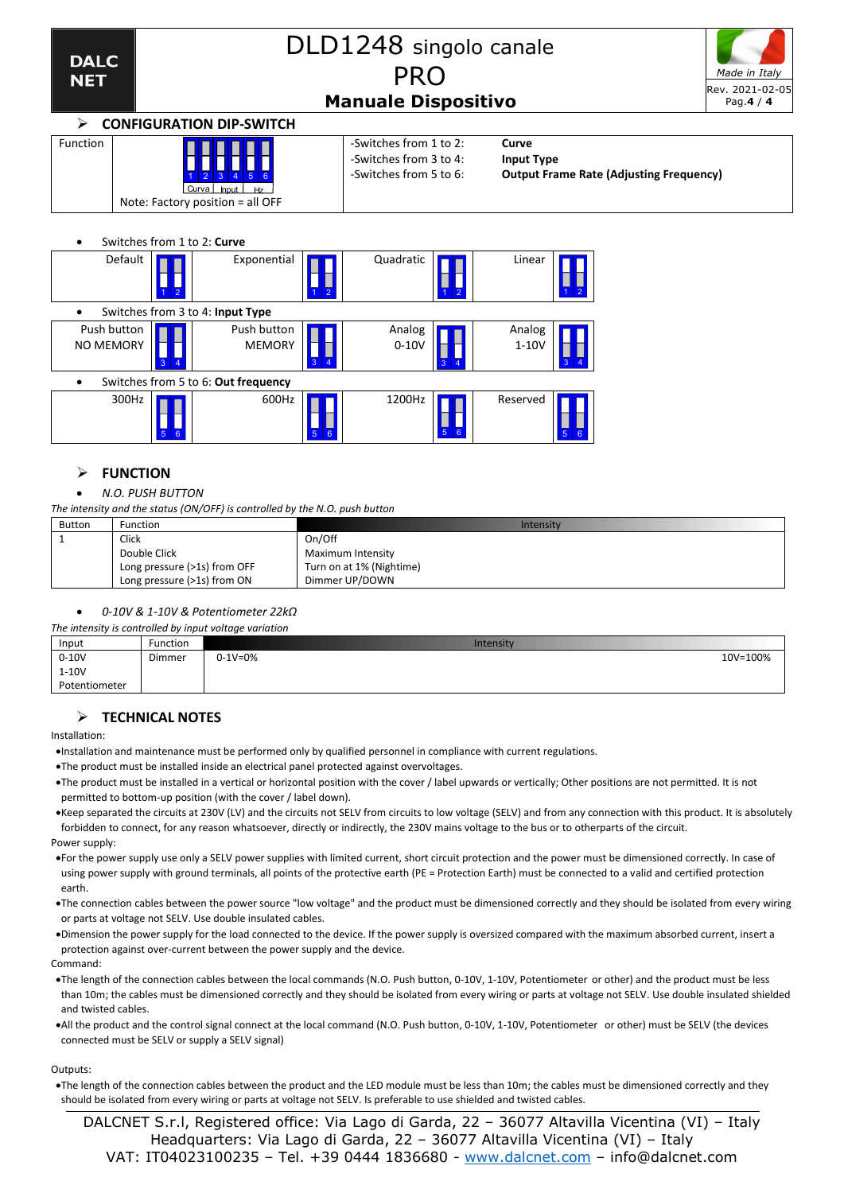## CONFIGURATION DIP-SWITCH

| Function | | | |
|---|---|---|---|
| | Curva / Input / Hz<br>Note: Factory position = all OFF | -Switches from 1 to 2:<br>-Switches from 3 to 4:<br>-Switches from 5 to 6: | **Curve**<br>**Input Type**<br>**Output Frame Rate (Adjusting Frequency)** |

- Switches from 1 to 2: **Curve**

| Default | Exponential | Quadratic | Linear |
|---|---|---|---|

- Switches from 3 to 4: **Input Type**

| Push button NO MEMORY | Push button MEMORY | Analog 0-10V | Analog 1-10V |
|---|---|---|---|

- Switches from 5 to 6: **Out frequency**

| 300Hz | 600Hz | 1200Hz | Reserved |
|---|---|---|---|

## FUNCTION

- *N.O. PUSH BUTTON*

*The intensity and the status (ON/OFF) is controlled by the N.O. push button*

| Button | Function | Intensity |
|---|---|---|
| 1 | Click<br>Double Click<br>Long pressure (>1s) from OFF<br>Long pressure (>1s) from ON | On/Off<br>Maximum Intensity<br>Turn on at 1% (Nightime)<br>Dimmer UP/DOWN |

- *0-10V & 1-10V & Potentiometer 22kΩ*

*The intensity is controlled by input voltage variation*

| Input | Function | Intensity | |
|---|---|---|---|
| 0-10V<br>1-10V<br>Potentiometer | Dimmer | 0-1V=0% | 10V=100% |

## TECHNICAL NOTES

Installation:

- Installation and maintenance must be performed only by qualified personnel in compliance with current regulations.
- The product must be installed inside an electrical panel protected against overvoltages.
- The product must be installed in a vertical or horizontal position with the cover / label upwards or vertically; Other positions are not permitted. It is not permitted to bottom-up position (with the cover / label down).
- Keep separated the circuits at 230V (LV) and the circuits not SELV from circuits to low voltage (SELV) and from any connection with this product. It is absolutely forbidden to connect, for any reason whatsoever, directly or indirectly, the 230V mains voltage to the bus or to otherparts of the circuit.

Power supply:

- For the power supply use only a SELV power supplies with limited current, short circuit protection and the power must be dimensioned correctly. In case of using power supply with ground terminals, all points of the protective earth (PE = Protection Earth) must be connected to a valid and certified protection earth.
- The connection cables between the power source "low voltage" and the product must be dimensioned correctly and they should be isolated from every wiring or parts at voltage not SELV. Use double insulated cables.
- Dimension the power supply for the load connected to the device. If the power supply is oversized compared with the maximum absorbed current, insert a protection against over-current between the power supply and the device.

Command:

- The length of the connection cables between the local commands (N.O. Push button, 0-10V, 1-10V, Potentiometer or other) and the product must be less than 10m; the cables must be dimensioned correctly and they should be isolated from every wiring or parts at voltage not SELV. Use double insulated shielded and twisted cables.
- All the product and the control signal connect at the local command (N.O. Push button, 0-10V, 1-10V, Potentiometer or other) must be SELV (the devices connected must be SELV or supply a SELV signal)

Outputs:

- The length of the connection cables between the product and the LED module must be less than 10m; the cables must be dimensioned correctly and they should be isolated from every wiring or parts at voltage not SELV. Is preferable to use shielded and twisted cables.